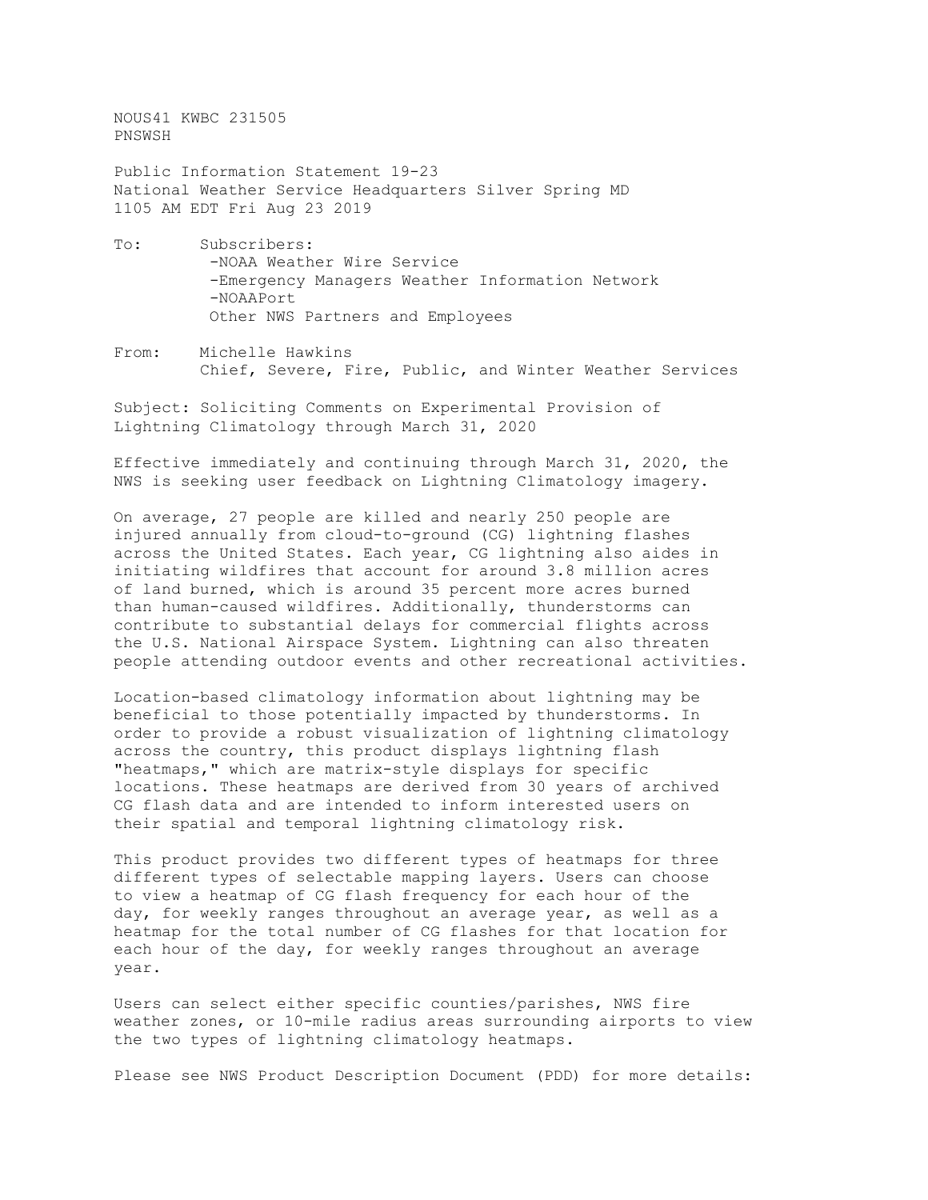NOUS41 KWBC 231505
PNSWSH

Public Information Statement 19-23
National Weather Service Headquarters Silver Spring MD
1105 AM EDT Fri Aug 23 2019

To: Subscribers:
- -NOAA Weather Wire Service
- -Emergency Managers Weather Information Network
- -NOAAPort

Other NWS Partners and Employees

From: Michelle Hawkins
Chief, Severe, Fire, Public, and Winter Weather Services

Subject: Soliciting Comments on Experimental Provision of Lightning Climatology through March 31, 2020

Effective immediately and continuing through March 31, 2020, the NWS is seeking user feedback on Lightning Climatology imagery.

On average, 27 people are killed and nearly 250 people are injured annually from cloud-to-ground (CG) lightning flashes across the United States. Each year, CG lightning also aides in initiating wildfires that account for around 3.8 million acres of land burned, which is around 35 percent more acres burned than human-caused wildfires. Additionally, thunderstorms can contribute to substantial delays for commercial flights across the U.S. National Airspace System. Lightning can also threaten people attending outdoor events and other recreational activities.

Location-based climatology information about lightning may be beneficial to those potentially impacted by thunderstorms. In order to provide a robust visualization of lightning climatology across the country, this product displays lightning flash "heatmaps," which are matrix-style displays for specific locations. These heatmaps are derived from 30 years of archived CG flash data and are intended to inform interested users on their spatial and temporal lightning climatology risk.

This product provides two different types of heatmaps for three different types of selectable mapping layers. Users can choose to view a heatmap of CG flash frequency for each hour of the day, for weekly ranges throughout an average year, as well as a heatmap for the total number of CG flashes for that location for each hour of the day, for weekly ranges throughout an average year.

Users can select either specific counties/parishes, NWS fire weather zones, or 10-mile radius areas surrounding airports to view the two types of lightning climatology heatmaps.

Please see NWS Product Description Document (PDD) for more details: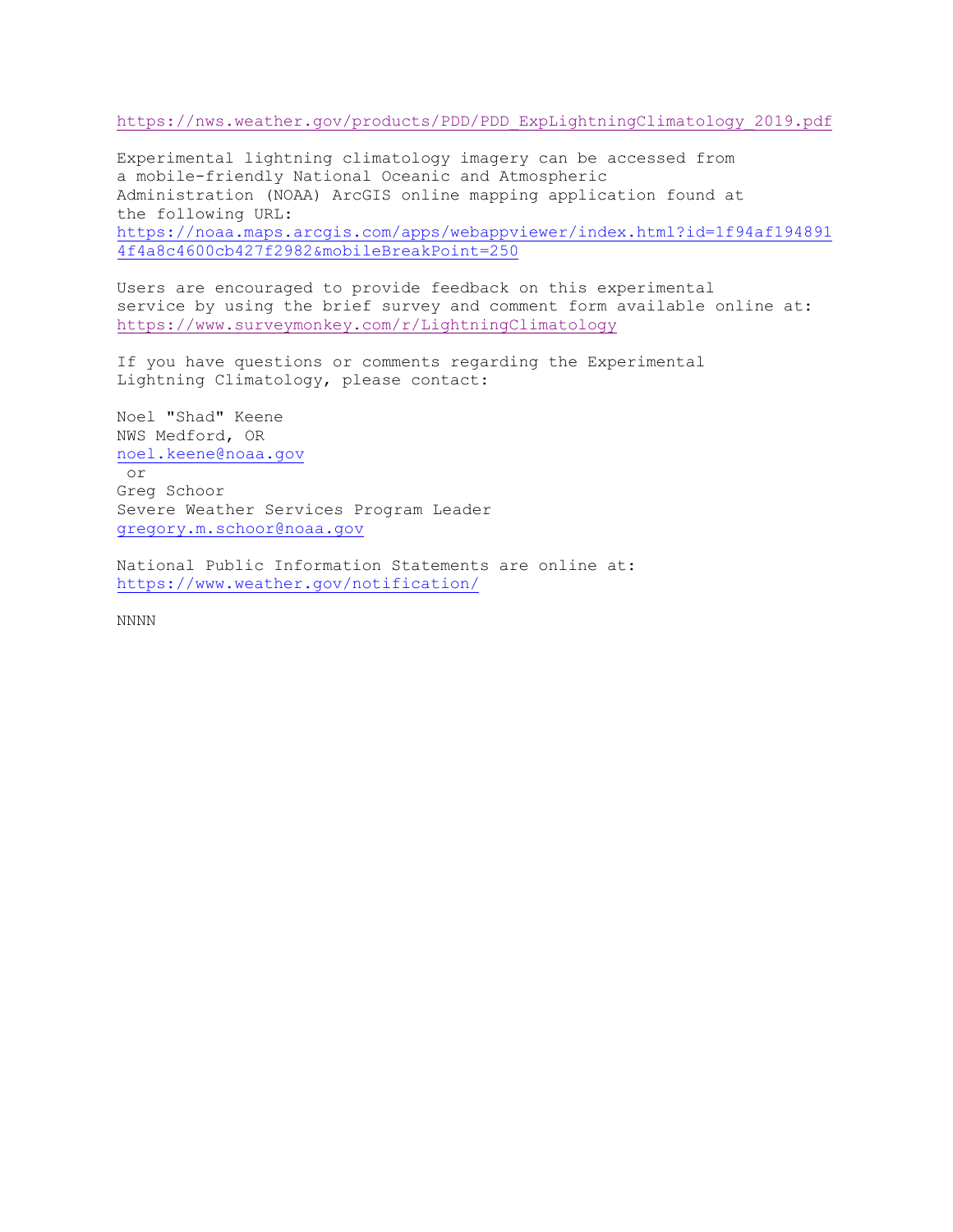https://nws.weather.gov/products/PDD/PDD_ExpLightningClimatology_2019.pdf

Experimental lightning climatology imagery can be accessed from a mobile-friendly National Oceanic and Atmospheric Administration (NOAA) ArcGIS online mapping application found at the following URL:
https://noaa.maps.arcgis.com/apps/webappviewer/index.html?id=1f94af1948914f4a8c4600cb427f2982&mobileBreakPoint=250

Users are encouraged to provide feedback on this experimental service by using the brief survey and comment form available online at:
https://www.surveymonkey.com/r/LightningClimatology

If you have questions or comments regarding the Experimental Lightning Climatology, please contact:

Noel "Shad" Keene
NWS Medford, OR
noel.keene@noaa.gov
or
Greg Schoor
Severe Weather Services Program Leader
gregory.m.schoor@noaa.gov

National Public Information Statements are online at:
https://www.weather.gov/notification/

NNNN